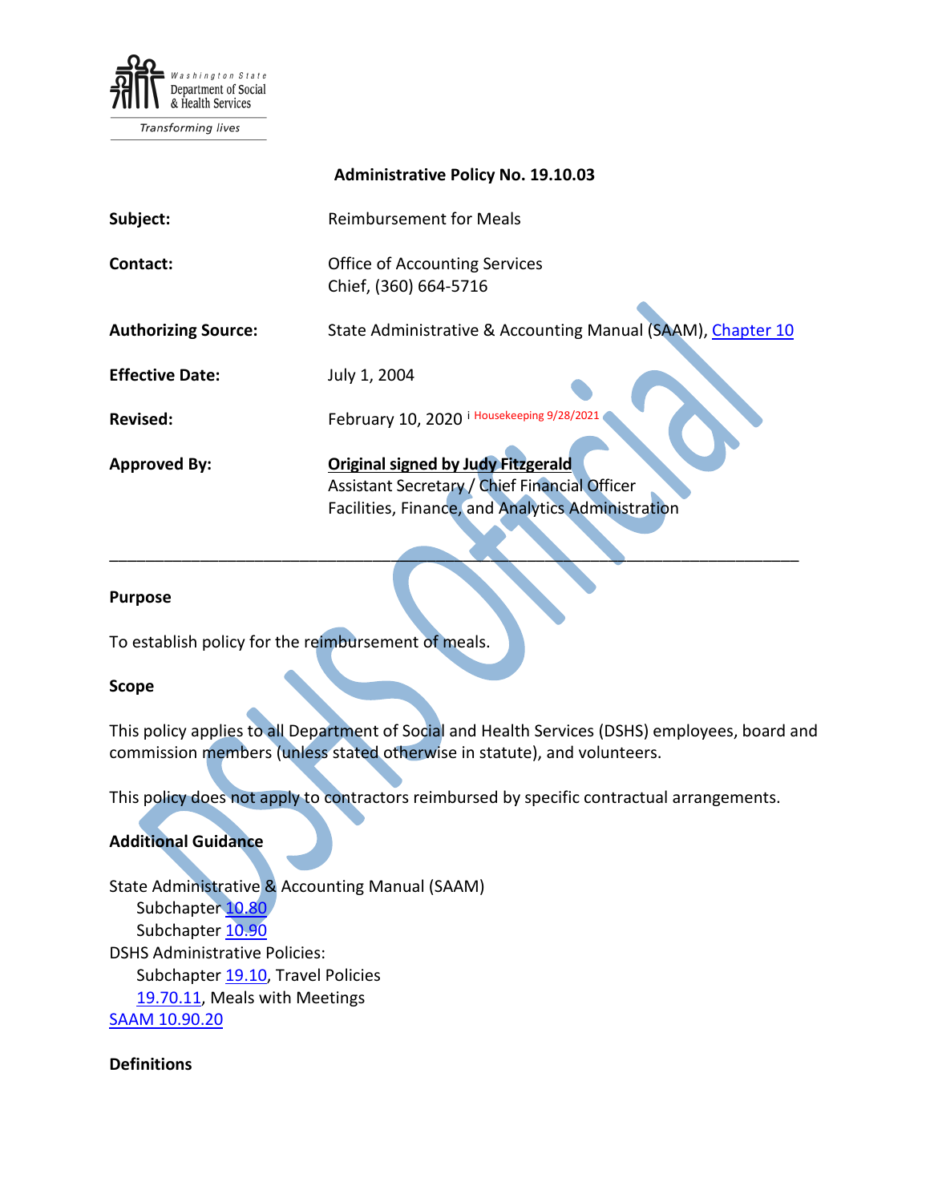Washington State Department of Social & Health Services

*Transforming lives*

**Administrative Policy No. 19.10.03**

| | |
|---|---|
| **Subject:** | Reimbursement for Meals |
| **Contact:** | Office of Accounting Services<br>Chief, (360) 664-5716 |
| **Authorizing Source:** | State Administrative & Accounting Manual (SAAM), Chapter 10 |
| **Effective Date:** | July 1, 2004 |
| **Revised:** | February 10, 2020 [i] Housekeeping 9/28/2021 |
| **Approved By:** | **Original signed by Judy Fitzgerald**<br>Assistant Secretary / Chief Financial Officer<br>Facilities, Finance, and Analytics Administration |

---

**Purpose**

To establish policy for the reimbursement of meals.

**Scope**

This policy applies to all Department of Social and Health Services (DSHS) employees, board and commission members (unless stated otherwise in statute), and volunteers.

This policy does not apply to contractors reimbursed by specific contractual arrangements.

**Additional Guidance**

State Administrative & Accounting Manual (SAAM)
- Subchapter 10.80
- Subchapter 10.90

DSHS Administrative Policies:
- Subchapter 19.10, Travel Policies
- 19.70.11, Meals with Meetings

SAAM 10.90.20

**Definitions**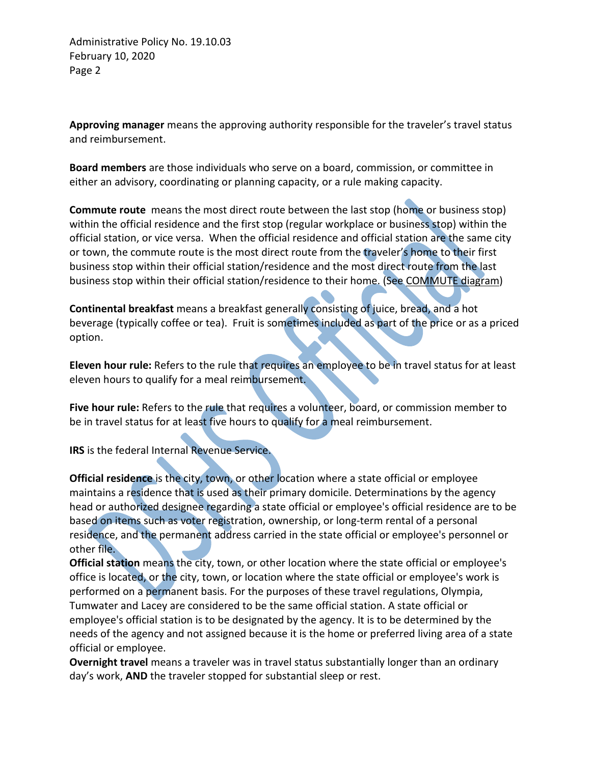**Approving manager** means the approving authority responsible for the traveler's travel status and reimbursement.

**Board members** are those individuals who serve on a board, commission, or committee in either an advisory, coordinating or planning capacity, or a rule making capacity.

**Commute route** means the most direct route between the last stop (home or business stop) within the official residence and the first stop (regular workplace or business stop) within the official station, or vice versa. When the official residence and official station are the same city or town, the commute route is the most direct route from the traveler's home to their first business stop within their official station/residence and the most direct route from the last business stop within their official station/residence to their home. (See COMMUTE diagram)

**Continental breakfast** means a breakfast generally consisting of juice, bread, and a hot beverage (typically coffee or tea). Fruit is sometimes included as part of the price or as a priced option.

**Eleven hour rule:** Refers to the rule that requires an employee to be in travel status for at least eleven hours to qualify for a meal reimbursement.

**Five hour rule:** Refers to the rule that requires a volunteer, board, or commission member to be in travel status for at least five hours to qualify for a meal reimbursement.

**IRS** is the federal Internal Revenue Service.

**Official residence** is the city, town, or other location where a state official or employee maintains a residence that is used as their primary domicile. Determinations by the agency head or authorized designee regarding a state official or employee's official residence are to be based on items such as voter registration, ownership, or long-term rental of a personal residence, and the permanent address carried in the state official or employee's personnel or other file.

**Official station** means the city, town, or other location where the state official or employee's office is located, or the city, town, or location where the state official or employee's work is performed on a permanent basis. For the purposes of these travel regulations, Olympia, Tumwater and Lacey are considered to be the same official station. A state official or employee's official station is to be designated by the agency. It is to be determined by the needs of the agency and not assigned because it is the home or preferred living area of a state official or employee.

**Overnight travel** means a traveler was in travel status substantially longer than an ordinary day's work, **AND** the traveler stopped for substantial sleep or rest.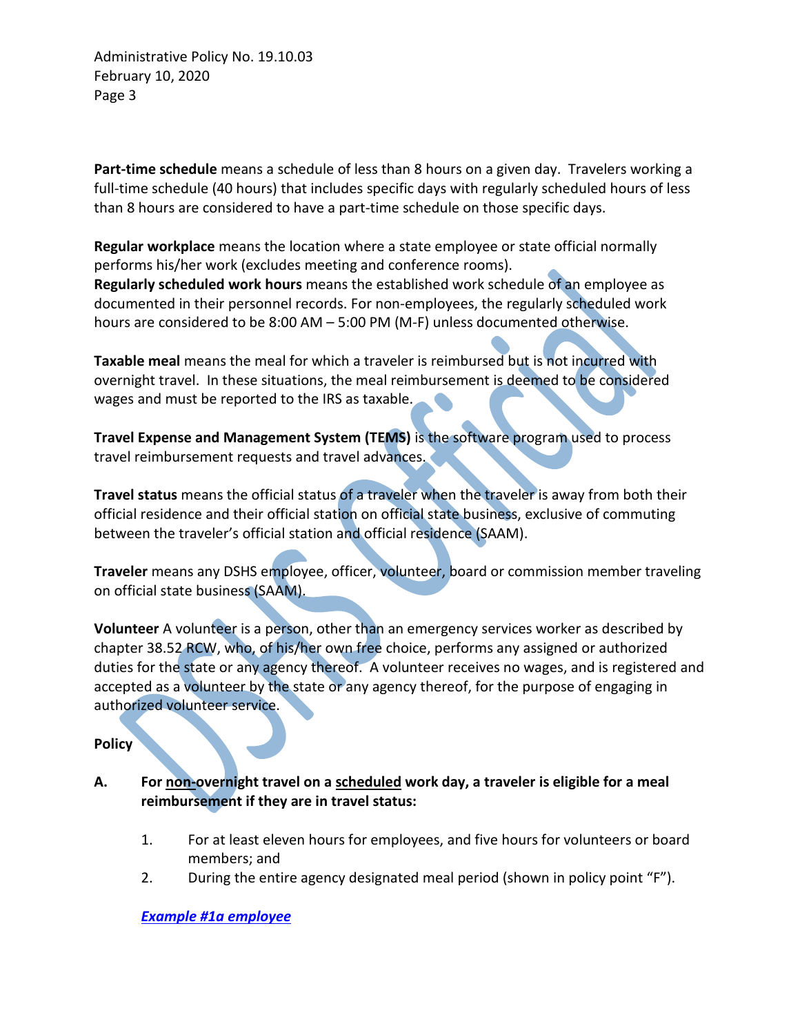**Part-time schedule** means a schedule of less than 8 hours on a given day. Travelers working a full-time schedule (40 hours) that includes specific days with regularly scheduled hours of less than 8 hours are considered to have a part-time schedule on those specific days.

**Regular workplace** means the location where a state employee or state official normally performs his/her work (excludes meeting and conference rooms).

**Regularly scheduled work hours** means the established work schedule of an employee as documented in their personnel records. For non-employees, the regularly scheduled work hours are considered to be 8:00 AM – 5:00 PM (M-F) unless documented otherwise.

**Taxable meal** means the meal for which a traveler is reimbursed but is not incurred with overnight travel. In these situations, the meal reimbursement is deemed to be considered wages and must be reported to the IRS as taxable.

**Travel Expense and Management System (TEMS)** is the software program used to process travel reimbursement requests and travel advances.

**Travel status** means the official status of a traveler when the traveler is away from both their official residence and their official station on official state business, exclusive of commuting between the traveler's official station and official residence (SAAM).

**Traveler** means any DSHS employee, officer, volunteer, board or commission member traveling on official state business (SAAM).

**Volunteer** A volunteer is a person, other than an emergency services worker as described by chapter 38.52 RCW, who, of his/her own free choice, performs any assigned or authorized duties for the state or any agency thereof. A volunteer receives no wages, and is registered and accepted as a volunteer by the state or any agency thereof, for the purpose of engaging in authorized volunteer service.

## Policy

**A. For non-overnight travel on a scheduled work day, a traveler is eligible for a meal reimbursement if they are in travel status:**

1. For at least eleven hours for employees, and five hours for volunteers or board members; and
2. During the entire agency designated meal period (shown in policy point "F").

***Example #1a employee***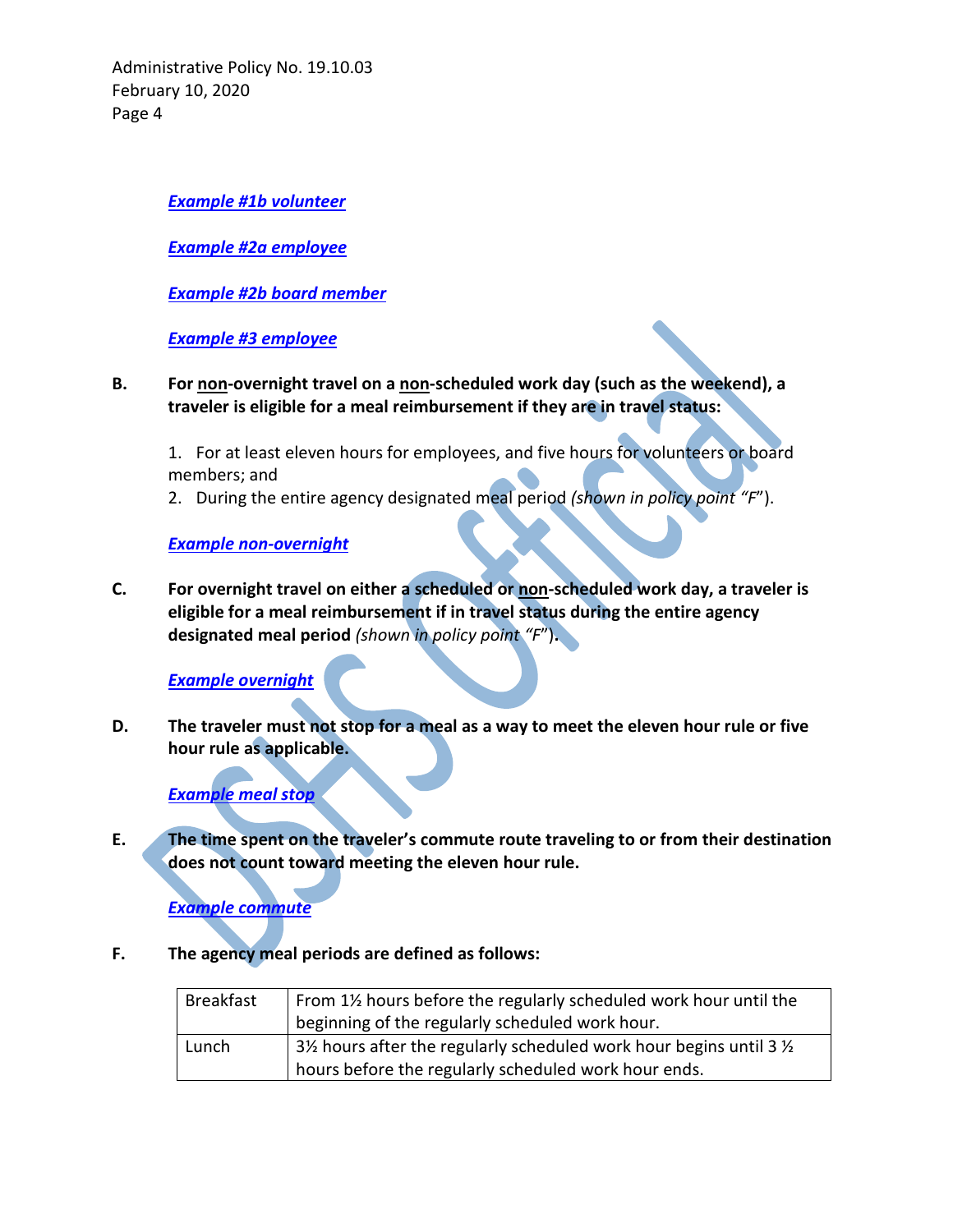***Example #1b volunteer***

***Example #2a employee***

***Example #2b board member***

***Example #3 employee***

**B. For non-overnight travel on a non-scheduled work day (such as the weekend), a traveler is eligible for a meal reimbursement if they are in travel status:**

1. For at least eleven hours for employees, and five hours for volunteers or board members; and
2. During the entire agency designated meal period *(shown in policy point "F"*).

***Example non-overnight***

**C. For overnight travel on either a scheduled or non-scheduled work day, a traveler is eligible for a meal reimbursement if in travel status during the entire agency designated meal period** *(shown in policy point "F"*).

***Example overnight***

**D. The traveler must not stop for a meal as a way to meet the eleven hour rule or five hour rule as applicable.**

***Example meal stop***

**E. The time spent on the traveler's commute route traveling to or from their destination does not count toward meeting the eleven hour rule.**

***Example commute***

**F. The agency meal periods are defined as follows:**

| | |
|---|---|
| Breakfast | From 1½ hours before the regularly scheduled work hour until the beginning of the regularly scheduled work hour. |
| Lunch | 3½ hours after the regularly scheduled work hour begins until 3 ½ hours before the regularly scheduled work hour ends. |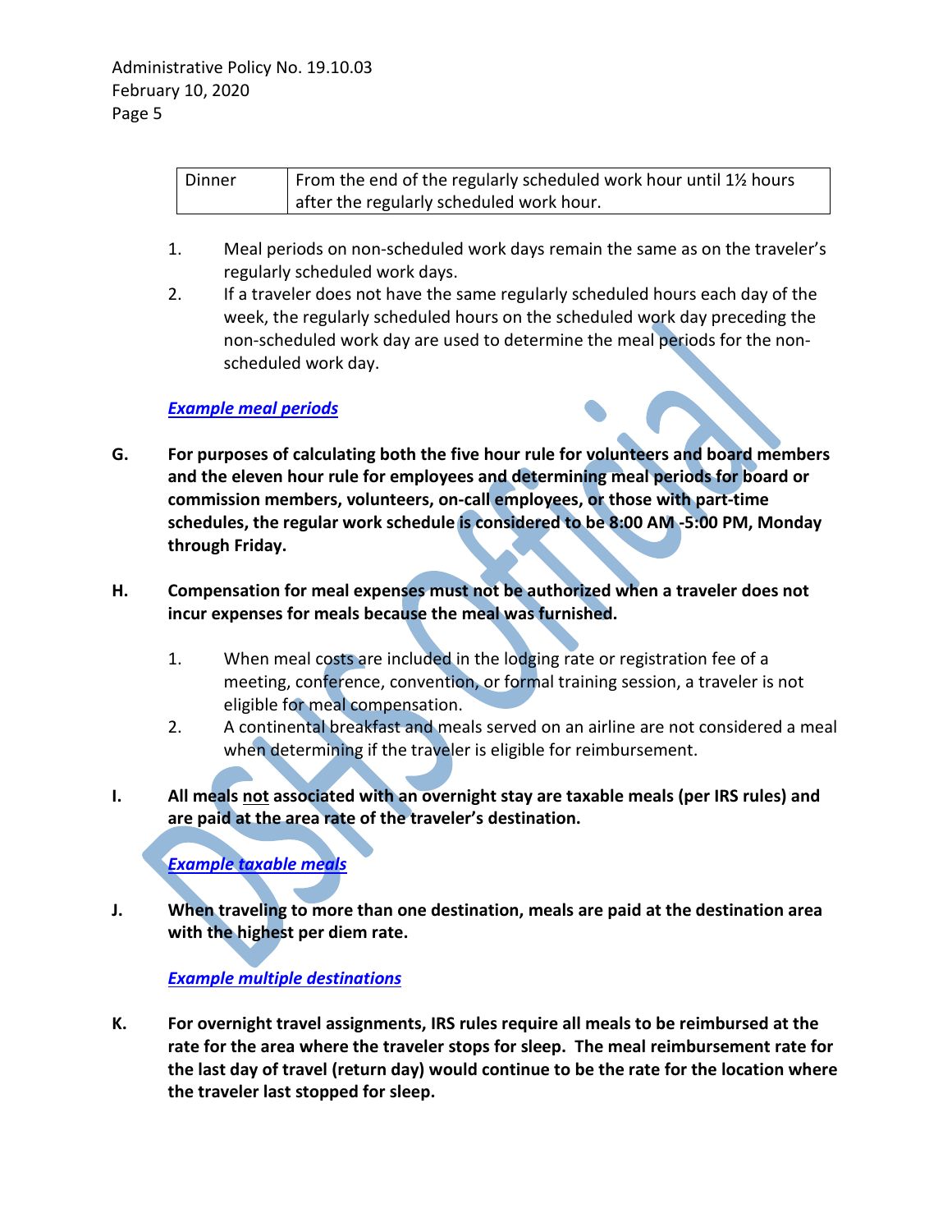| Dinner | From the end of the regularly scheduled work hour until 1½ hours after the regularly scheduled work hour. |
|---|---|

1. Meal periods on non-scheduled work days remain the same as on the traveler's regularly scheduled work days.
2. If a traveler does not have the same regularly scheduled hours each day of the week, the regularly scheduled hours on the scheduled work day preceding the non-scheduled work day are used to determine the meal periods for the non-scheduled work day.

***Example meal periods***

**G. For purposes of calculating both the five hour rule for volunteers and board members and the eleven hour rule for employees and determining meal periods for board or commission members, volunteers, on-call employees, or those with part-time schedules, the regular work schedule is considered to be 8:00 AM -5:00 PM, Monday through Friday.**

**H. Compensation for meal expenses must not be authorized when a traveler does not incur expenses for meals because the meal was furnished.**

1. When meal costs are included in the lodging rate or registration fee of a meeting, conference, convention, or formal training session, a traveler is not eligible for meal compensation.
2. A continental breakfast and meals served on an airline are not considered a meal when determining if the traveler is eligible for reimbursement.

**I. All meals <u>not</u> associated with an overnight stay are taxable meals (per IRS rules) and are paid at the area rate of the traveler's destination.**

***Example taxable meals***

**J. When traveling to more than one destination, meals are paid at the destination area with the highest per diem rate.**

***Example multiple destinations***

**K. For overnight travel assignments, IRS rules require all meals to be reimbursed at the rate for the area where the traveler stops for sleep. The meal reimbursement rate for the last day of travel (return day) would continue to be the rate for the location where the traveler last stopped for sleep.**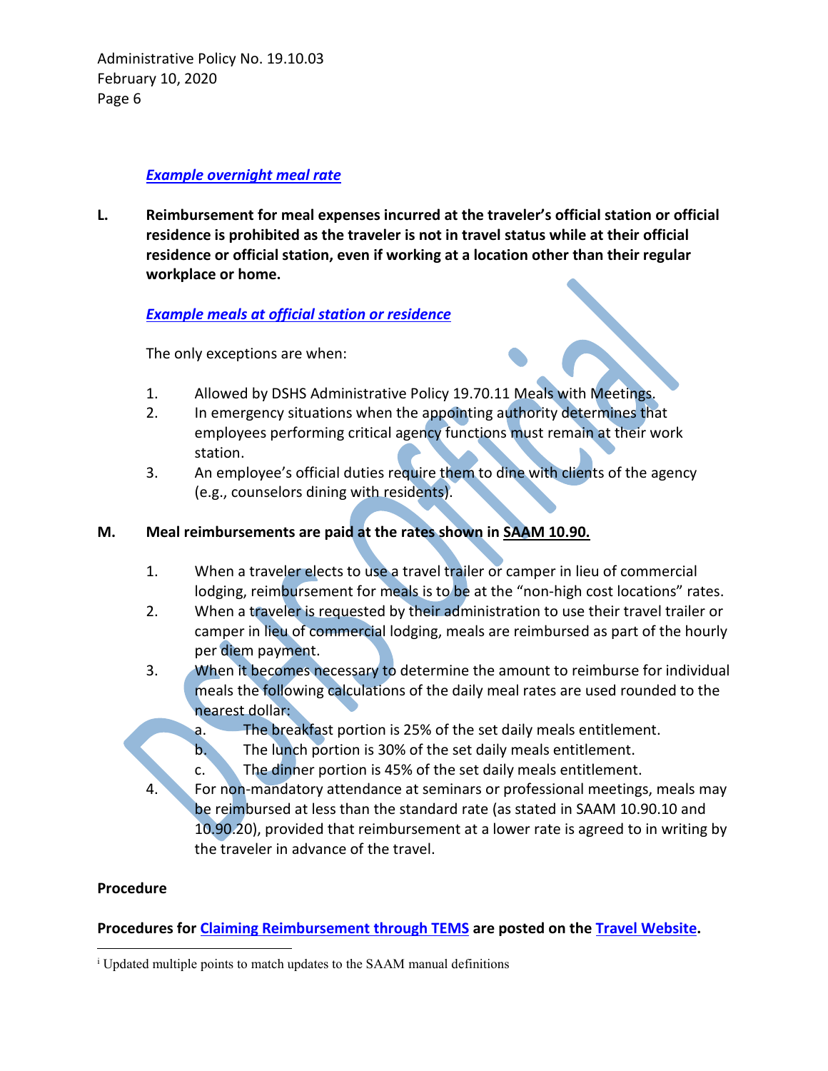*[Example overnight meal rate](#)*

**L. Reimbursement for meal expenses incurred at the traveler's official station or official residence is prohibited as the traveler is not in travel status while at their official residence or official station, even if working at a location other than their regular workplace or home.**

*[Example meals at official station or residence](#)*

The only exceptions are when:

1. Allowed by DSHS Administrative Policy 19.70.11 Meals with Meetings.
2. In emergency situations when the appointing authority determines that employees performing critical agency functions must remain at their work station.
3. An employee's official duties require them to dine with clients of the agency (e.g., counselors dining with residents).

**M. Meal reimbursements are paid at the rates shown in SAAM 10.90.**

1. When a traveler elects to use a travel trailer or camper in lieu of commercial lodging, reimbursement for meals is to be at the "non-high cost locations" rates.
2. When a traveler is requested by their administration to use their travel trailer or camper in lieu of commercial lodging, meals are reimbursed as part of the hourly per diem payment.
3. When it becomes necessary to determine the amount to reimburse for individual meals the following calculations of the daily meal rates are used rounded to the nearest dollar:
   a. The breakfast portion is 25% of the set daily meals entitlement.
   b. The lunch portion is 30% of the set daily meals entitlement.
   c. The dinner portion is 45% of the set daily meals entitlement.
4. For non-mandatory attendance at seminars or professional meetings, meals may be reimbursed at less than the standard rate (as stated in SAAM 10.90.10 and 10.90.20), provided that reimbursement at a lower rate is agreed to in writing by the traveler in advance of the travel.

## Procedure

**Procedures for [Claiming Reimbursement through TEMS](#) are posted on the [Travel Website](#).**

---

[i] Updated multiple points to match updates to the SAAM manual definitions